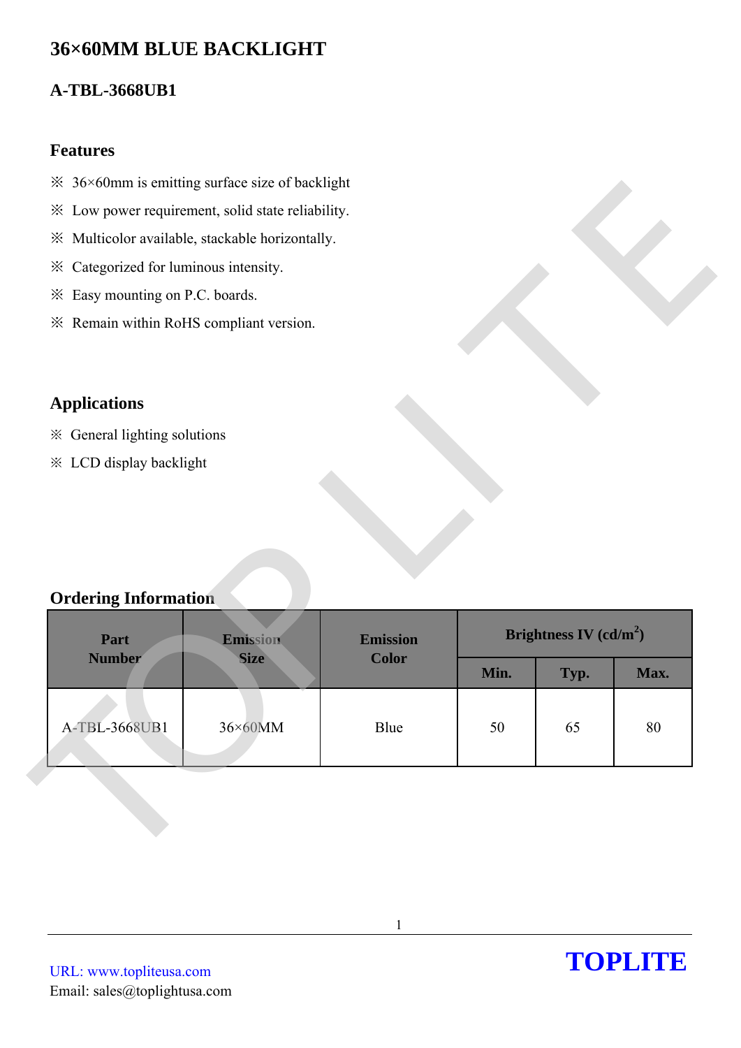# 36×60MM BLUE BACKLIGHT

## A-TBL-3668UB1

### Features

※ 36×60mm is emitting surface size of backlight

※ Low power requirement, solid state reliability.

※ Multicolor available, stackable horizontally.

※ Categorized for luminous intensity.

※ Easy mounting on P.C. boards.

※ Remain within RoHS compliant version.

### Applications

※ General lighting solutions

※ LCD display backlight

### Ordering Information

| Part Number | Emission Size | Emission Color | Brightness IV (cd/m$^2$) | | |
|---|---|---|---|---|---|
| | | | Min. | Typ. | Max. |
| A-TBL-3668UB1 | 36×60MM | Blue | 50 | 65 | 80 |

URL: www.topliteusa.com
Email: sales@toplightusa.com

**TOPLITE**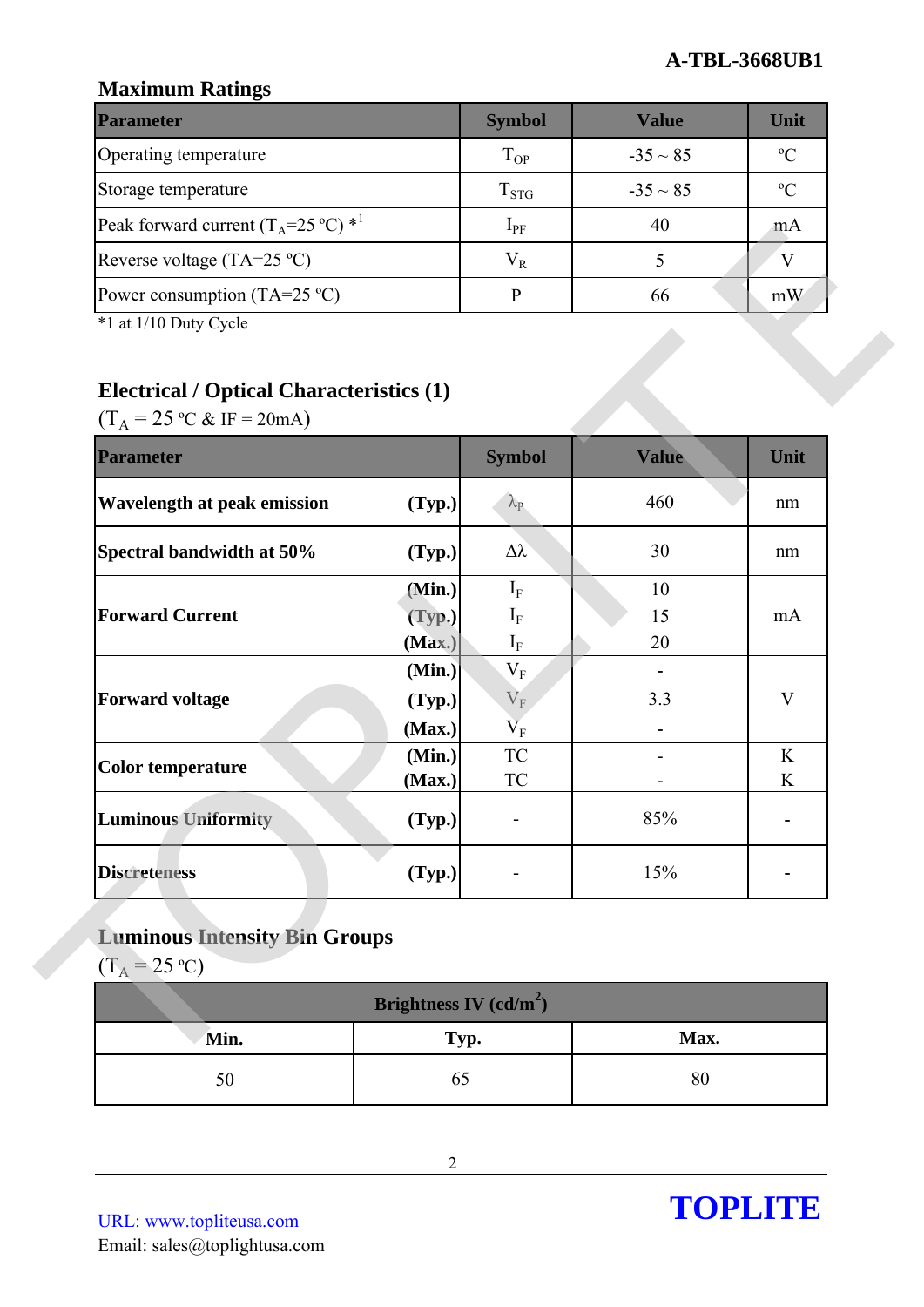## Maximum Ratings

| Parameter | Symbol | Value | Unit |
|---|---|---|---|
| Operating temperature | $T_{OP}$ | -35 ~ 85 | ºC |
| Storage temperature | $T_{STG}$ | -35 ~ 85 | ºC |
| Peak forward current ($T_A$=25 ºC) *1 | $I_{PF}$ | 40 | mA |
| Reverse voltage (TA=25 ºC) | $V_R$ | 5 | V |
| Power consumption (TA=25 ºC) | P | 66 | mW |

*1 at 1/10 Duty Cycle

## Electrical / Optical Characteristics (1)

($T_A$ = 25 ºC & IF = 20mA)

| Parameter | | Symbol | Value | Unit |
|---|---|---|---|---|
| **Wavelength at peak emission** | **(Typ.)** | $\lambda_P$ | 460 | nm |
| **Spectral bandwidth at 50%** | **(Typ.)** | $\Delta\lambda$ | 30 | nm |
| **Forward Current** | **(Min.)** | $I_F$ | 10 | mA |
| | **(Typ.)** | $I_F$ | 15 | |
| | **(Max.)** | $I_F$ | 20 | |
| **Forward voltage** | **(Min.)** | $V_F$ | - | V |
| | **(Typ.)** | $V_F$ | 3.3 | |
| | **(Max.)** | $V_F$ | - | |
| **Color temperature** | **(Min.)** | TC | - | K |
| | **(Max.)** | TC | - | K |
| **Luminous Uniformity** | **(Typ.)** | - | 85% | - |
| **Discreteness** | **(Typ.)** | - | 15% | - |

## Luminous Intensity Bin Groups

($T_A$ = 25 ºC)

| Brightness IV (cd/m$^2$) | | |
|---|---|---|
| **Min.** | **Typ.** | **Max.** |
| 50 | 65 | 80 |

URL: www.topliteusa.com
Email: sales@toplightusa.com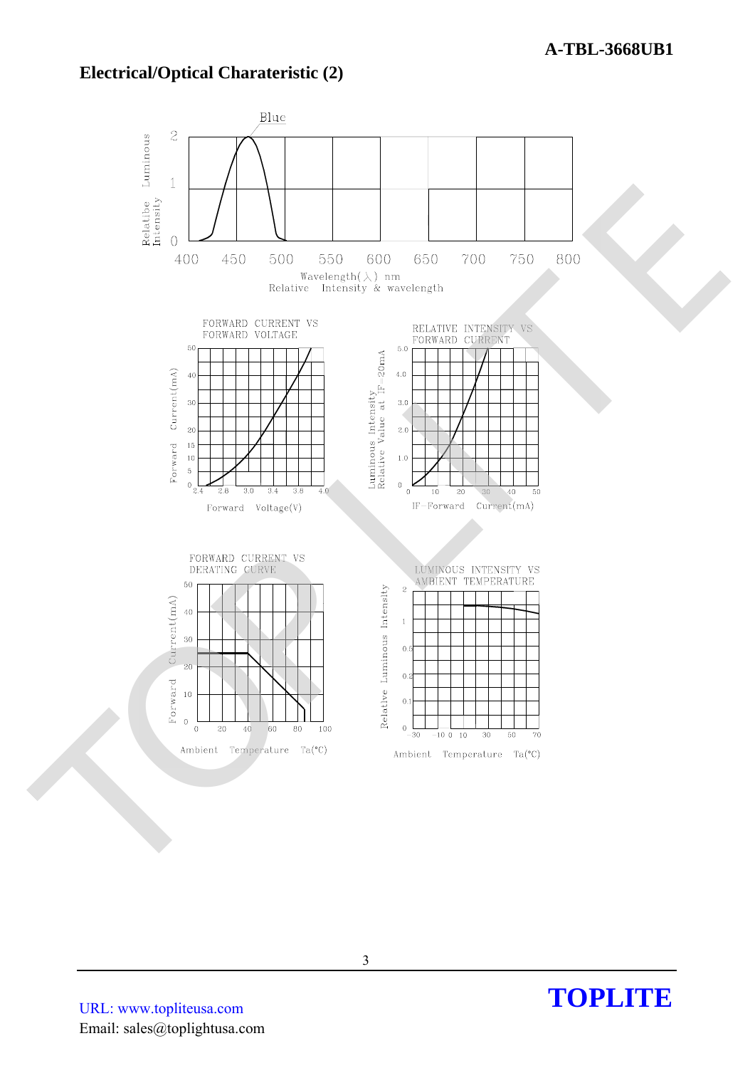## Electrical/Optical Charateristic (2)

Blue

Relatibe Luminous Intensity

0 1 2

400 450 500 550 600 650 700 750 800

Wavelength(λ) nm

Relative Intensity & wavelength

FORWARD CURRENT VS FORWARD VOLTAGE

Forward Current(mA)

0 5 10 15 20 30 40 50

2.4 2.6 3.0 3.4 3.8 4.0

Forward Voltage(V)

RELATIVE INTENSITY VS FORWARD CURRENT

Luminous Intensity Relative Value at IF=20mA

0 1.0 2.0 3.0 4.0 5.0

0 10 20 30 40 50

IF-Forward Current(mA)

FORWARD CURRENT VS DERATING CURVE

Forward Current(mA)

0 10 20 30 40 50

0 20 40 60 80 100

Ambient Temperature Ta(°C)

LUMINOUS INTENSITY VS AMBIENT TEMPERATURE

Relative Luminous Intensity

0 0.1 0.2 0.5 1 2

-30 -10 0 10 30 50 70

Ambient Temperature Ta(°C)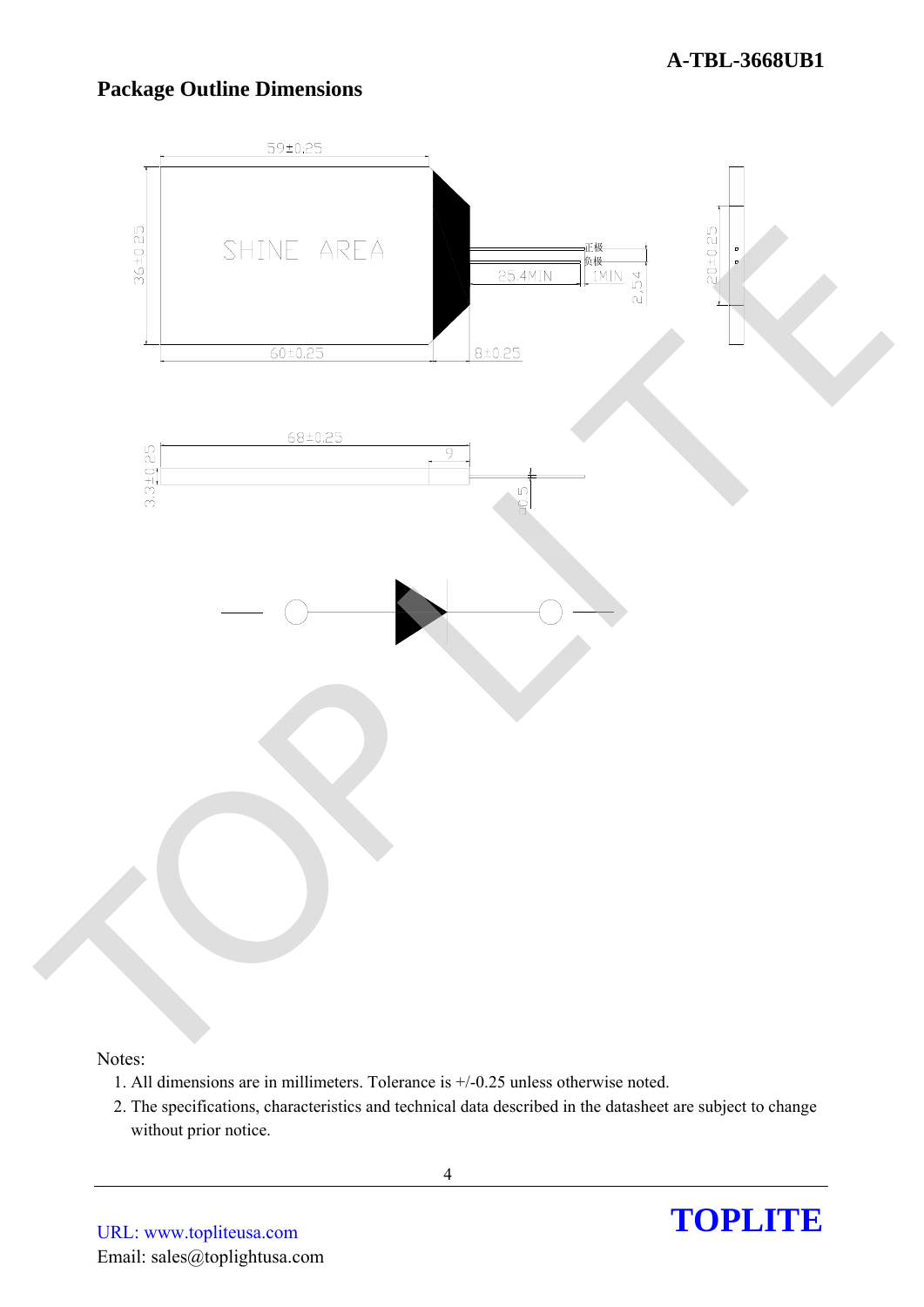## Package Outline Dimensions

Notes:

1. All dimensions are in millimeters. Tolerance is +/-0.25 unless otherwise noted.
2. The specifications, characteristics and technical data described in the datasheet are subject to change without prior notice.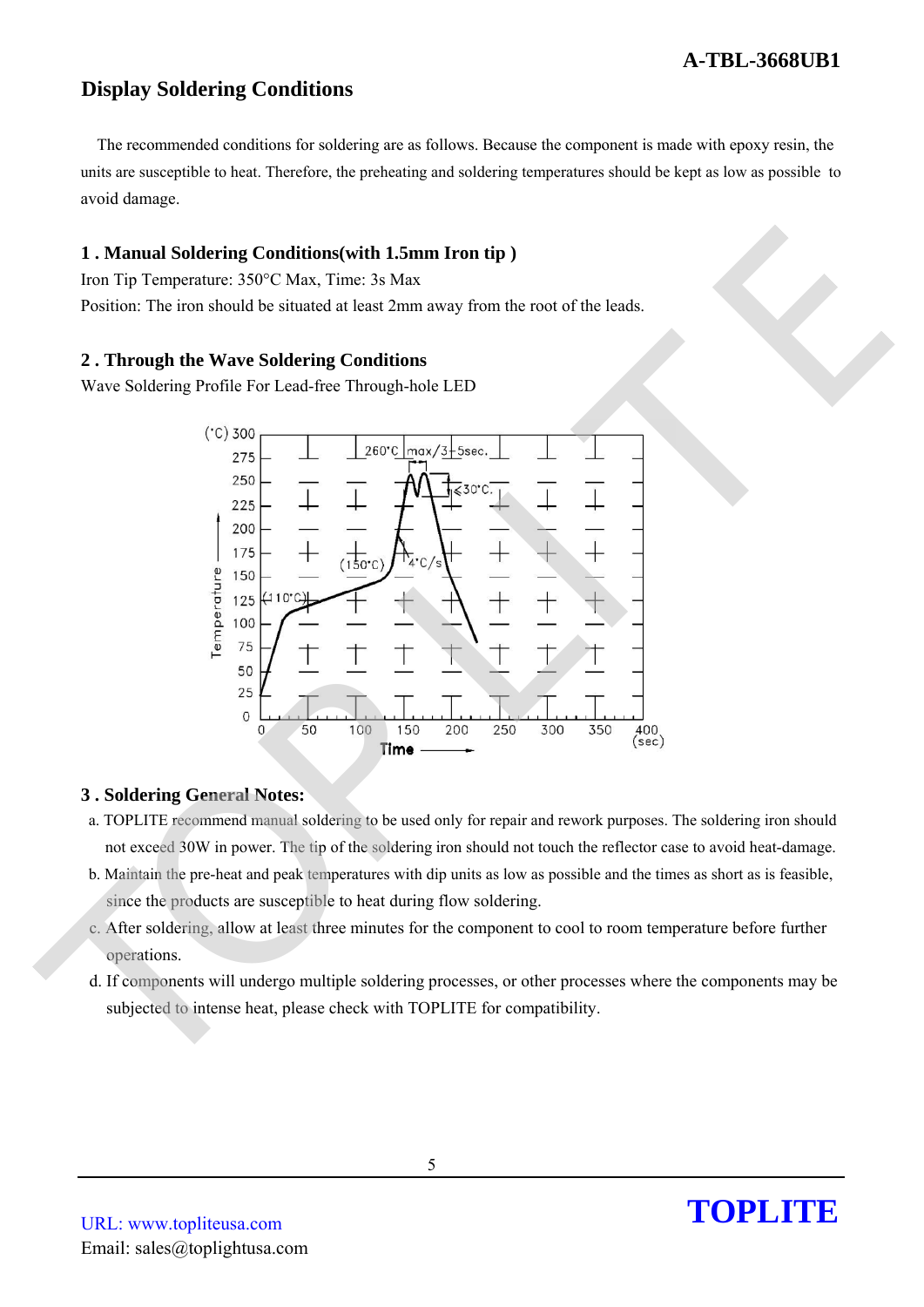## Display Soldering Conditions

The recommended conditions for soldering are as follows. Because the component is made with epoxy resin, the units are susceptible to heat. Therefore, the preheating and soldering temperatures should be kept as low as possible to avoid damage.

### 1 . Manual Soldering Conditions(with 1.5mm Iron tip )

Iron Tip Temperature: 350°C Max, Time: 3s Max

Position: The iron should be situated at least 2mm away from the root of the leads.

### 2 . Through the Wave Soldering Conditions

Wave Soldering Profile For Lead-free Through-hole LED

(°C) 300
275
250
225
200
175
150
125
100
75
50
25
0

Temperature

260°C max/3~5sec.
<30°C.
(150°C)
4°C/s
<110°C

0 50 100 150 200 250 300 350 400 (sec)

Time

### 3 . Soldering General Notes:

a. TOPLITE recommend manual soldering to be used only for repair and rework purposes. The soldering iron should not exceed 30W in power. The tip of the soldering iron should not touch the reflector case to avoid heat-damage.

b. Maintain the pre-heat and peak temperatures with dip units as low as possible and the times as short as is feasible, since the products are susceptible to heat during flow soldering.

c. After soldering, allow at least three minutes for the component to cool to room temperature before further operations.

d. If components will undergo multiple soldering processes, or other processes where the components may be subjected to intense heat, please check with TOPLITE for compatibility.